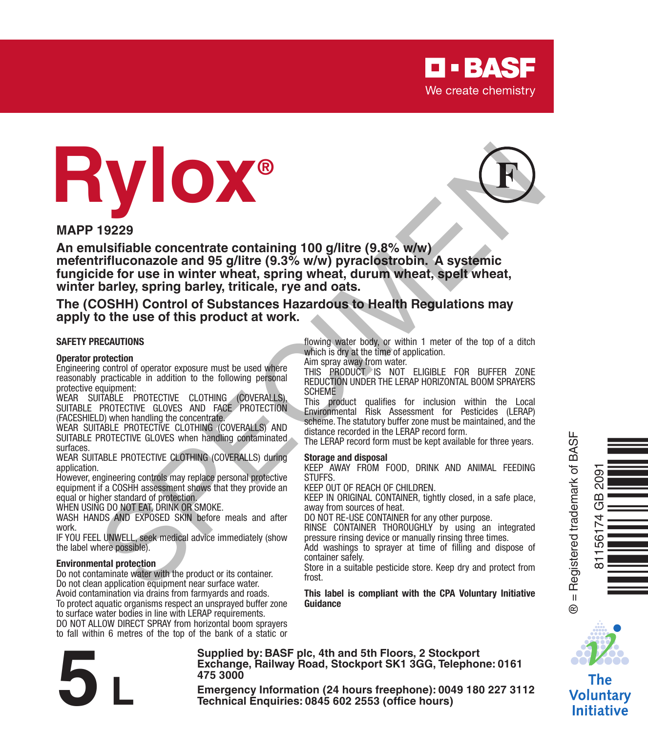BASF

We create chemistry

# Rylox®

F

**MAPP 19229**

**An emulsifiable concentrate containing 100 g/litre (9.8% w/w) mefentrifluconazole and 95 g/litre (9.3% w/w) pyraclostrobin. A systemic fungicide for use in winter wheat, spring wheat, durum wheat, spelt wheat, winter barley, spring barley, triticale, rye and oats.**

**The (COSHH) Control of Substances Hazardous to Health Regulations may apply to the use of this product at work.**

## SAFETY PRECAUTIONS

### Operator protection

Engineering control of operator exposure must be used where reasonably practicable in addition to the following personal protective equipment:

WEAR SUITABLE PROTECTIVE CLOTHING (COVERALLS), SUITABLE PROTECTIVE GLOVES AND FACE PROTECTION (FACESHIELD) when handling the concentrate.

WEAR SUITABLE PROTECTIVE CLOTHING (COVERALLS) AND SUITABLE PROTECTIVE GLOVES when handling contaminated surfaces.

WEAR SUITABLE PROTECTIVE CLOTHING (COVERALLS) during application.

However, engineering controls may replace personal protective equipment if a COSHH assessment shows that they provide an equal or higher standard of protection.

WHEN USING DO NOT EAT, DRINK OR SMOKE.

WASH HANDS AND EXPOSED SKIN before meals and after work.

IF YOU FEEL UNWELL, seek medical advice immediately (show the label where possible).

### Environmental protection

Do not contaminate water with the product or its container.

Do not clean application equipment near surface water.

Avoid contamination via drains from farmyards and roads.

To protect aquatic organisms respect an unsprayed buffer zone to surface water bodies in line with LERAP requirements.

DO NOT ALLOW DIRECT SPRAY from horizontal boom sprayers to fall within 6 metres of the top of the bank of a static or flowing water body, or within 1 meter of the top of a ditch which is dry at the time of application.

Aim spray away from water.

THIS PRODUCT IS NOT ELIGIBLE FOR BUFFER ZONE REDUCTION UNDER THE LERAP HORIZONTAL BOOM SPRAYERS SCHEME

This product qualifies for inclusion within the Local Environmental Risk Assessment for Pesticides (LERAP) scheme. The statutory buffer zone must be maintained, and the distance recorded in the LERAP record form.

The LERAP record form must be kept available for three years.

### Storage and disposal

KEEP AWAY FROM FOOD, DRINK AND ANIMAL FEEDING STUFFS.

KEEP OUT OF REACH OF CHILDREN.

KEEP IN ORIGINAL CONTAINER, tightly closed, in a safe place, away from sources of heat.

DO NOT RE-USE CONTAINER for any other purpose.

RINSE CONTAINER THOROUGHLY by using an integrated pressure rinsing device or manually rinsing three times.

Add washings to sprayer at time of filling and dispose of container safely.

Store in a suitable pesticide store. Keep dry and protect from frost.

**This label is compliant with the CPA Voluntary Initiative Guidance**

® = Registered trademark of BASF

81156174 GB 2091

The Voluntary Initiative

**5 L**

**Supplied by: BASF plc, 4th and 5th Floors, 2 Stockport Exchange, Railway Road, Stockport SK1 3GG, Telephone: 0161 475 3000**

**Emergency Information (24 hours freephone): 0049 180 227 3112**
**Technical Enquiries: 0845 602 2553 (office hours)**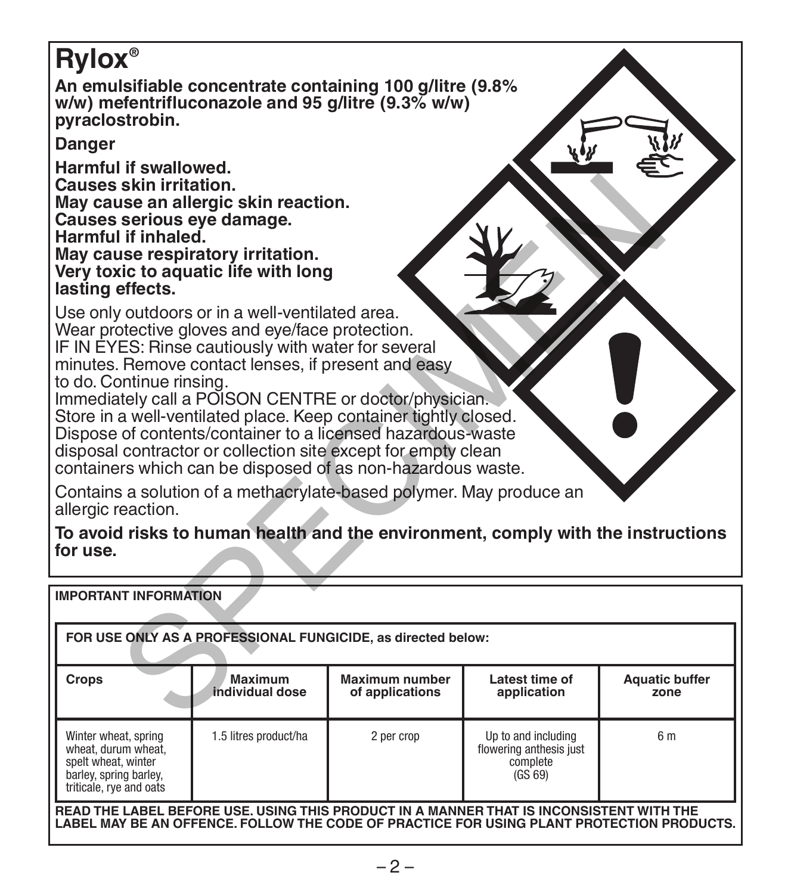# Rylox®

**An emulsifiable concentrate containing 100 g/litre (9.8% w/w) mefentrifluconazole and 95 g/litre (9.3% w/w) pyraclostrobin.**

**Danger**

**Harmful if swallowed.**
**Causes skin irritation.**
**May cause an allergic skin reaction.**
**Causes serious eye damage.**
**Harmful if inhaled.**
**May cause respiratory irritation.**
**Very toxic to aquatic life with long lasting effects.**

Use only outdoors or in a well-ventilated area.
Wear protective gloves and eye/face protection.
IF IN EYES: Rinse cautiously with water for several minutes. Remove contact lenses, if present and easy to do. Continue rinsing.
Immediately call a POISON CENTRE or doctor/physician.
Store in a well-ventilated place. Keep container tightly closed.
Dispose of contents/container to a licensed hazardous-waste disposal contractor or collection site except for empty clean containers which can be disposed of as non-hazardous waste.

Contains a solution of a methacrylate-based polymer. May produce an allergic reaction.

**To avoid risks to human health and the environment, comply with the instructions for use.**

**IMPORTANT INFORMATION**

**FOR USE ONLY AS A PROFESSIONAL FUNGICIDE, as directed below:**

| Crops | Maximum individual dose | Maximum number of applications | Latest time of application | Aquatic buffer zone |
|---|---|---|---|---|
| Winter wheat, spring wheat, durum wheat, spelt wheat, winter barley, spring barley, triticale, rye and oats | 1.5 litres product/ha | 2 per crop | Up to and including flowering anthesis just complete (GS 69) | 6 m |

**READ THE LABEL BEFORE USE. USING THIS PRODUCT IN A MANNER THAT IS INCONSISTENT WITH THE LABEL MAY BE AN OFFENCE. FOLLOW THE CODE OF PRACTICE FOR USING PLANT PROTECTION PRODUCTS.**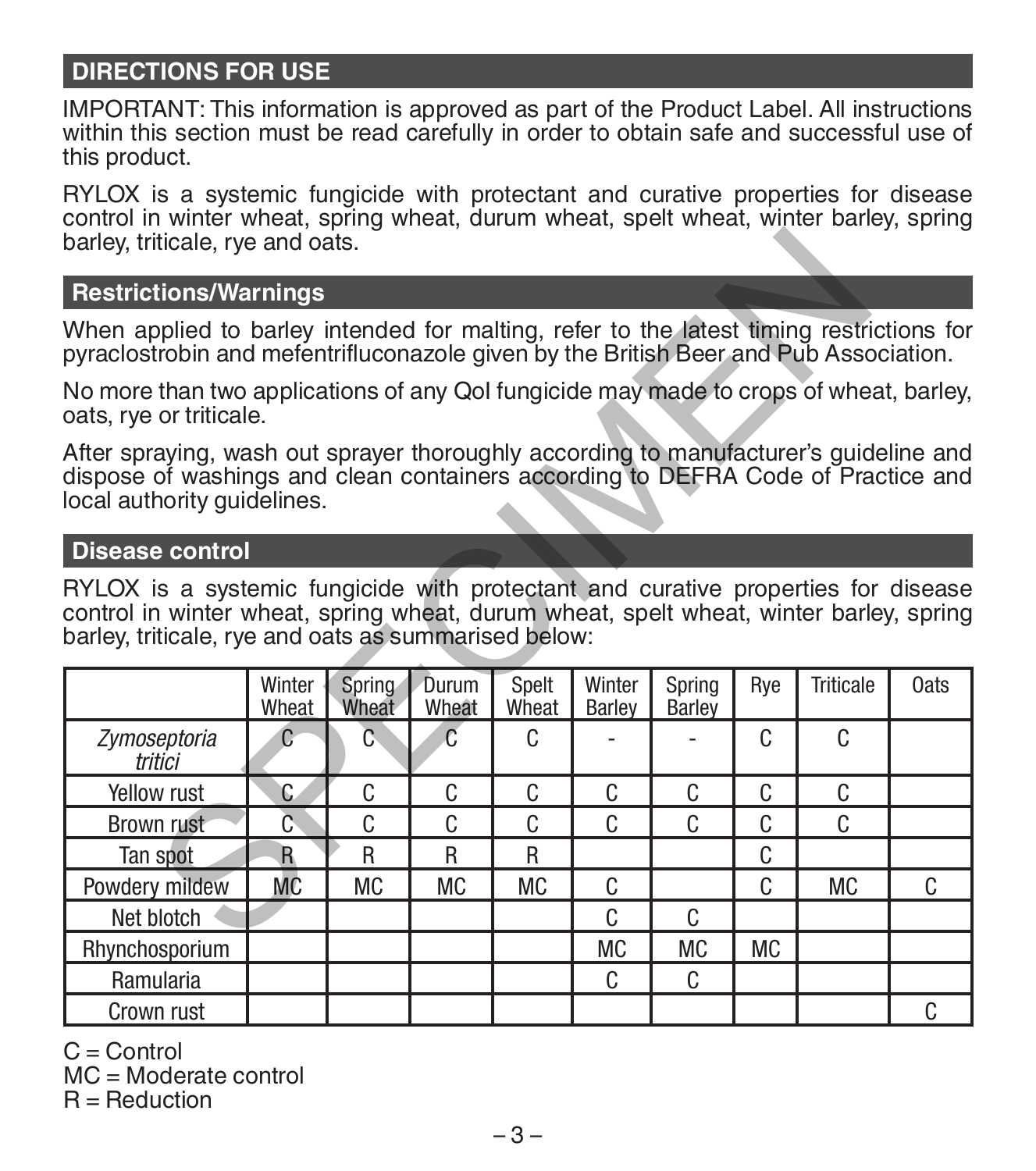## DIRECTIONS FOR USE

IMPORTANT: This information is approved as part of the Product Label. All instructions within this section must be read carefully in order to obtain safe and successful use of this product.

RYLOX is a systemic fungicide with protectant and curative properties for disease control in winter wheat, spring wheat, durum wheat, spelt wheat, winter barley, spring barley, triticale, rye and oats.

## Restrictions/Warnings

When applied to barley intended for malting, refer to the latest timing restrictions for pyraclostrobin and mefentrifluconazole given by the British Beer and Pub Association.

No more than two applications of any QoI fungicide may made to crops of wheat, barley, oats, rye or triticale.

After spraying, wash out sprayer thoroughly according to manufacturer's guideline and dispose of washings and clean containers according to DEFRA Code of Practice and local authority guidelines.

## Disease control

RYLOX is a systemic fungicide with protectant and curative properties for disease control in winter wheat, spring wheat, durum wheat, spelt wheat, winter barley, spring barley, triticale, rye and oats as summarised below:

| | Winter Wheat | Spring Wheat | Durum Wheat | Spelt Wheat | Winter Barley | Spring Barley | Rye | Triticale | Oats |
|---|---|---|---|---|---|---|---|---|---|
| *Zymoseptoria tritici* | C | C | C | C | - | - | C | C | |
| Yellow rust | C | C | C | C | C | C | C | C | |
| Brown rust | C | C | C | C | C | C | C | C | |
| Tan spot | R | R | R | R | | | C | | |
| Powdery mildew | MC | MC | MC | MC | C | | C | MC | C |
| Net blotch | | | | | C | C | | | |
| Rhynchosporium | | | | | MC | MC | MC | | |
| Ramularia | | | | | C | C | | | |
| Crown rust | | | | | | | | | C |

C = Control
MC = Moderate control
R = Reduction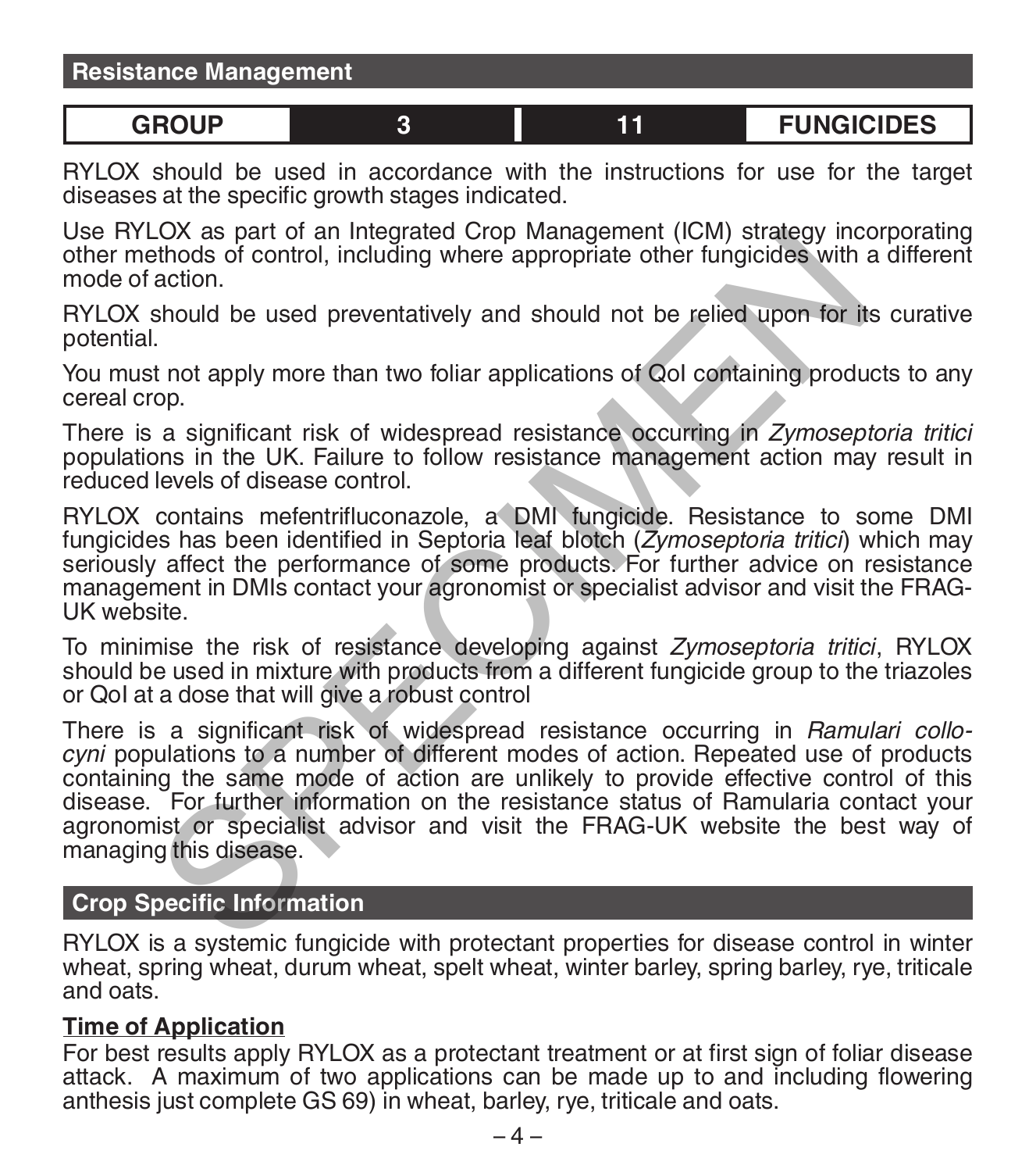## Resistance Management

| GROUP | 3 | 11 | FUNGICIDES |
|---|---|---|---|

RYLOX should be used in accordance with the instructions for use for the target diseases at the specific growth stages indicated.

Use RYLOX as part of an Integrated Crop Management (ICM) strategy incorporating other methods of control, including where appropriate other fungicides with a different mode of action.

RYLOX should be used preventatively and should not be relied upon for its curative potential.

You must not apply more than two foliar applications of QoI containing products to any cereal crop.

There is a significant risk of widespread resistance occurring in *Zymoseptoria tritici* populations in the UK. Failure to follow resistance management action may result in reduced levels of disease control.

RYLOX contains mefentrifluconazole, a DMI fungicide. Resistance to some DMI fungicides has been identified in Septoria leaf blotch (*Zymoseptoria tritici*) which may seriously affect the performance of some products. For further advice on resistance management in DMIs contact your agronomist or specialist advisor and visit the FRAG-UK website.

To minimise the risk of resistance developing against *Zymoseptoria tritici*, RYLOX should be used in mixture with products from a different fungicide group to the triazoles or QoI at a dose that will give a robust control

There is a significant risk of widespread resistance occurring in *Ramulari collo-cyni* populations to a number of different modes of action. Repeated use of products containing the same mode of action are unlikely to provide effective control of this disease. For further information on the resistance status of Ramularia contact your agronomist or specialist advisor and visit the FRAG-UK website the best way of managing this disease.

## Crop Specific Information

RYLOX is a systemic fungicide with protectant properties for disease control in winter wheat, spring wheat, durum wheat, spelt wheat, winter barley, spring barley, rye, triticale and oats.

### Time of Application

For best results apply RYLOX as a protectant treatment or at first sign of foliar disease attack. A maximum of two applications can be made up to and including flowering anthesis just complete GS 69) in wheat, barley, rye, triticale and oats.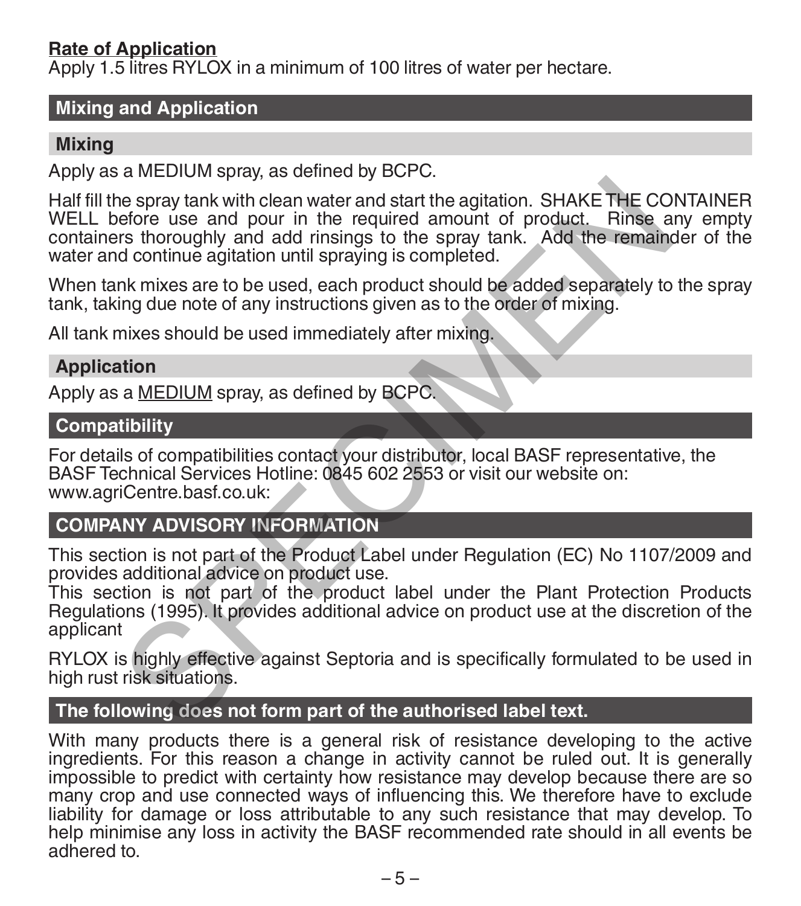**Rate of Application**

Apply 1.5 litres RYLOX in a minimum of 100 litres of water per hectare.

## Mixing and Application

### Mixing

Apply as a MEDIUM spray, as defined by BCPC.

Half fill the spray tank with clean water and start the agitation. SHAKE THE CONTAINER WELL before use and pour in the required amount of product. Rinse any empty containers thoroughly and add rinsings to the spray tank. Add the remainder of the water and continue agitation until spraying is completed.

When tank mixes are to be used, each product should be added separately to the spray tank, taking due note of any instructions given as to the order of mixing.

All tank mixes should be used immediately after mixing.

### Application

Apply as a MEDIUM spray, as defined by BCPC.

## Compatibility

For details of compatibilities contact your distributor, local BASF representative, the BASF Technical Services Hotline: 0845 602 2553 or visit our website on: www.agriCentre.basf.co.uk:

## COMPANY ADVISORY INFORMATION

This section is not part of the Product Label under Regulation (EC) No 1107/2009 and provides additional advice on product use.
This section is not part of the product label under the Plant Protection Products Regulations (1995). It provides additional advice on product use at the discretion of the applicant

RYLOX is highly effective against Septoria and is specifically formulated to be used in high rust risk situations.

## The following does not form part of the authorised label text.

With many products there is a general risk of resistance developing to the active ingredients. For this reason a change in activity cannot be ruled out. It is generally impossible to predict with certainty how resistance may develop because there are so many crop and use connected ways of influencing this. We therefore have to exclude liability for damage or loss attributable to any such resistance that may develop. To help minimise any loss in activity the BASF recommended rate should in all events be adhered to.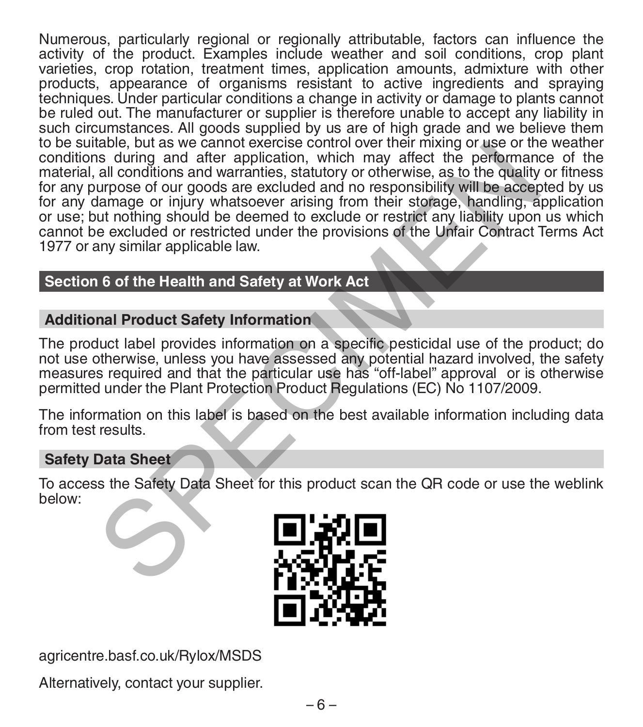Numerous, particularly regional or regionally attributable, factors can influence the activity of the product. Examples include weather and soil conditions, crop plant varieties, crop rotation, treatment times, application amounts, admixture with other products, appearance of organisms resistant to active ingredients and spraying techniques. Under particular conditions a change in activity or damage to plants cannot be ruled out. The manufacturer or supplier is therefore unable to accept any liability in such circumstances. All goods supplied by us are of high grade and we believe them to be suitable, but as we cannot exercise control over their mixing or use or the weather conditions during and after application, which may affect the performance of the material, all conditions and warranties, statutory or otherwise, as to the quality or fitness for any purpose of our goods are excluded and no responsibility will be accepted by us for any damage or injury whatsoever arising from their storage, handling, application or use; but nothing should be deemed to exclude or restrict any liability upon us which cannot be excluded or restricted under the provisions of the Unfair Contract Terms Act 1977 or any similar applicable law.

## Section 6 of the Health and Safety at Work Act

### Additional Product Safety Information

The product label provides information on a specific pesticidal use of the product; do not use otherwise, unless you have assessed any potential hazard involved, the safety measures required and that the particular use has “off-label” approval or is otherwise permitted under the Plant Protection Product Regulations (EC) No 1107/2009.

The information on this label is based on the best available information including data from test results.

### Safety Data Sheet

To access the Safety Data Sheet for this product scan the QR code or use the weblink below:

agricentre.basf.co.uk/Rylox/MSDS

Alternatively, contact your supplier.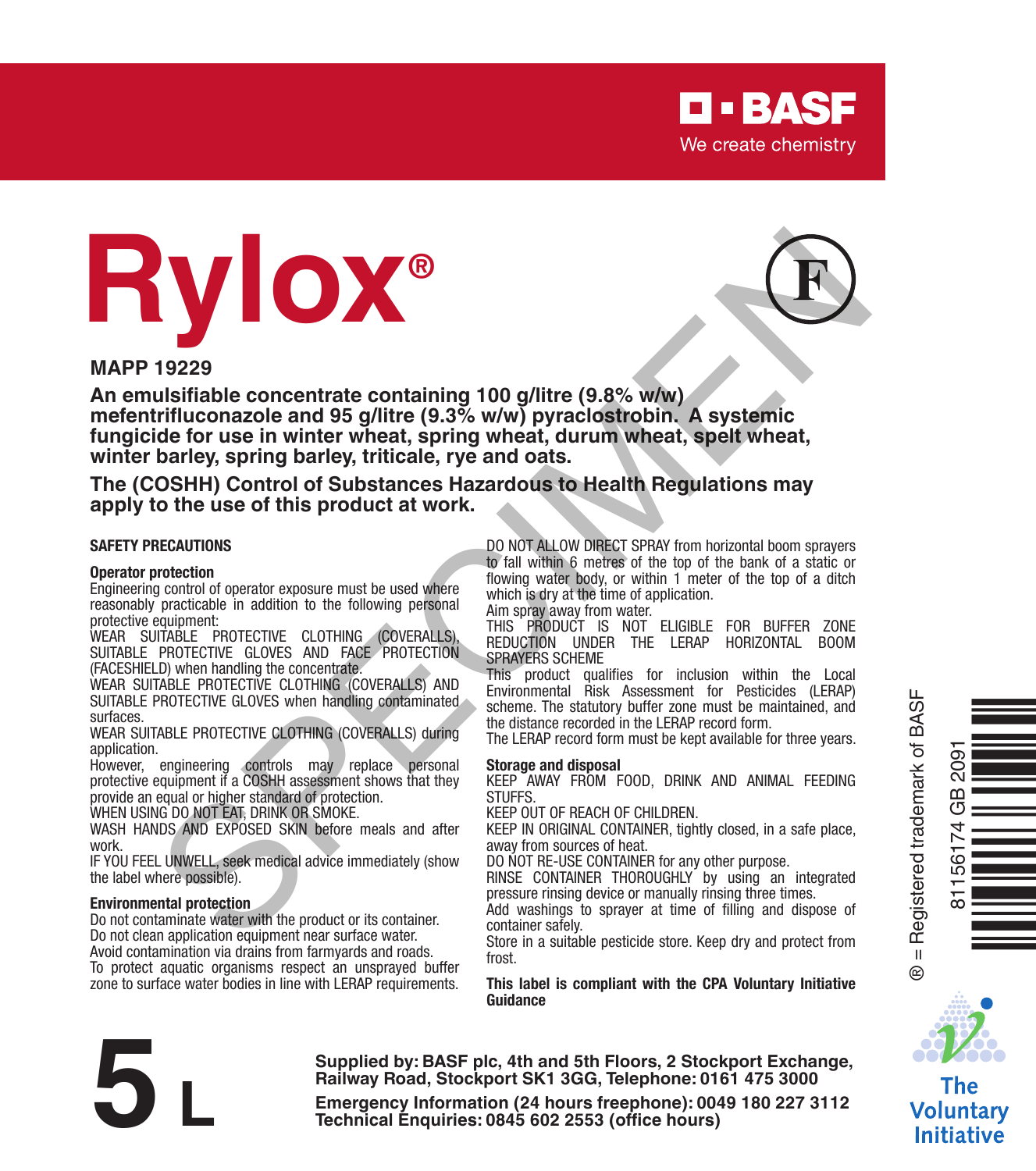BASF

We create chemistry

# Rylox®

(F)

**MAPP 19229**

**An emulsifiable concentrate containing 100 g/litre (9.8% w/w) mefentrifluconazole and 95 g/litre (9.3% w/w) pyraclostrobin. A systemic fungicide for use in winter wheat, spring wheat, durum wheat, spelt wheat, winter barley, spring barley, triticale, rye and oats.**

**The (COSHH) Control of Substances Hazardous to Health Regulations may apply to the use of this product at work.**

## SAFETY PRECAUTIONS

### Operator protection

Engineering control of operator exposure must be used where reasonably practicable in addition to the following personal protective equipment:

WEAR SUITABLE PROTECTIVE CLOTHING (COVERALLS), SUITABLE PROTECTIVE GLOVES AND FACE PROTECTION (FACESHIELD) when handling the concentrate.

WEAR SUITABLE PROTECTIVE CLOTHING (COVERALLS) AND SUITABLE PROTECTIVE GLOVES when handling contaminated surfaces.

WEAR SUITABLE PROTECTIVE CLOTHING (COVERALLS) during application.

However, engineering controls may replace personal protective equipment if a COSHH assessment shows that they provide an equal or higher standard of protection.

WHEN USING DO NOT EAT, DRINK OR SMOKE.

WASH HANDS AND EXPOSED SKIN before meals and after work.

IF YOU FEEL UNWELL, seek medical advice immediately (show the label where possible).

### Environmental protection

Do not contaminate water with the product or its container.

Do not clean application equipment near surface water.

Avoid contamination via drains from farmyards and roads.

To protect aquatic organisms respect an unsprayed buffer zone to surface water bodies in line with LERAP requirements.

DO NOT ALLOW DIRECT SPRAY from horizontal boom sprayers to fall within 6 metres of the top of the bank of a static or flowing water body, or within 1 meter of the top of a ditch which is dry at the time of application.

Aim spray away from water.

THIS PRODUCT IS NOT ELIGIBLE FOR BUFFER ZONE REDUCTION UNDER THE LERAP HORIZONTAL BOOM SPRAYERS SCHEME

This product qualifies for inclusion within the Local Environmental Risk Assessment for Pesticides (LERAP) scheme. The statutory buffer zone must be maintained, and the distance recorded in the LERAP record form.

The LERAP record form must be kept available for three years.

### Storage and disposal

KEEP AWAY FROM FOOD, DRINK AND ANIMAL FEEDING STUFFS.

KEEP OUT OF REACH OF CHILDREN.

KEEP IN ORIGINAL CONTAINER, tightly closed, in a safe place, away from sources of heat.

DO NOT RE-USE CONTAINER for any other purpose.

RINSE CONTAINER THOROUGHLY by using an integrated pressure rinsing device or manually rinsing three times.

Add washings to sprayer at time of filling and dispose of container safely.

Store in a suitable pesticide store. Keep dry and protect from frost.

**This label is compliant with the CPA Voluntary Initiative Guidance**

® = Registered trademark of BASF

81156174 GB 2091

The Voluntary Initiative

**5 L**

**Supplied by: BASF plc, 4th and 5th Floors, 2 Stockport Exchange, Railway Road, Stockport SK1 3GG, Telephone: 0161 475 3000**

**Emergency Information (24 hours freephone): 0049 180 227 3112**
**Technical Enquiries: 0845 602 2553 (office hours)**